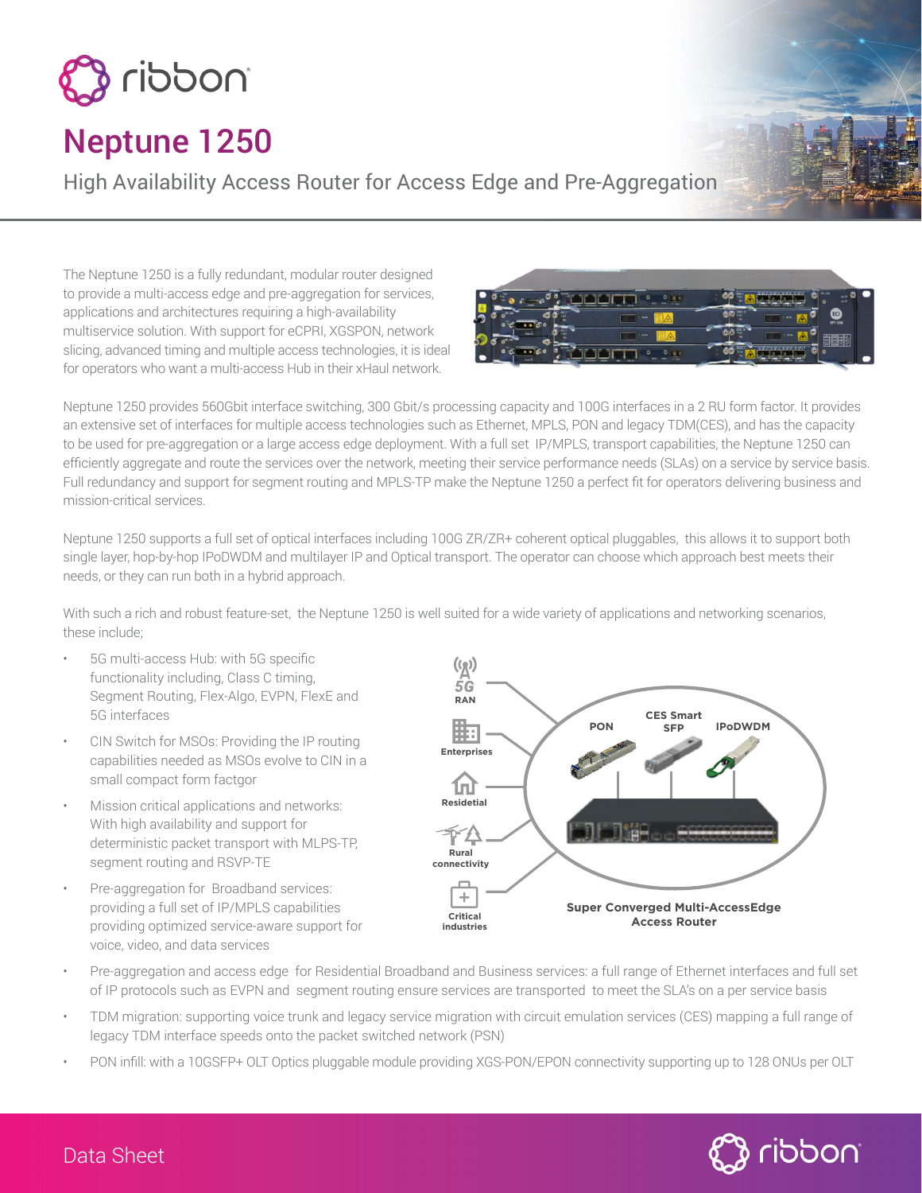# Neptune 1250

## High Availability Access Router for Access Edge and Pre-Aggregation

The Neptune 1250 is a fully redundant, modular router designed to provide a multi-access edge and pre-aggregation for services, applications and architectures requiring a high-availability multiservice solution. With support for eCPRI, XGSPON, network slicing, advanced timing and multiple access technologies, it is ideal for operators who want a multi-access Hub in their xHaul network.

Neptune 1250 provides 560Gbit interface switching, 300 Gbit/s processing capacity and 100G interfaces in a 2 RU form factor. It provides an extensive set of interfaces for multiple access technologies such as Ethernet, MPLS, PON and legacy TDM(CES), and has the capacity to be used for pre-aggregation or a large access edge deployment. With a full set IP/MPLS, transport capabilities, the Neptune 1250 can efficiently aggregate and route the services over the network, meeting their service performance needs (SLAs) on a service by service basis. Full redundancy and support for segment routing and MPLS-TP make the Neptune 1250 a perfect fit for operators delivering business and mission-critical services.

Neptune 1250 supports a full set of optical interfaces including 100G ZR/ZR+ coherent optical pluggables, this allows it to support both single layer, hop-by-hop IPoDWDM and multilayer IP and Optical transport. The operator can choose which approach best meets their needs, or they can run both in a hybrid approach.

With such a rich and robust feature-set, the Neptune 1250 is well suited for a wide variety of applications and networking scenarios, these include;

- 5G multi-access Hub: with 5G specific functionality including, Class C timing, Segment Routing, Flex-Algo, EVPN, FlexE and 5G interfaces
- CIN Switch for MSOs: Providing the IP routing capabilities needed as MSOs evolve to CIN in a small compact form factgor
- Mission critical applications and networks: With high availability and support for deterministic packet transport with MLPS-TP, segment routing and RSVP-TE
- Pre-aggregation for Broadband services: providing a full set of IP/MPLS capabilities providing optimized service-aware support for voice, video, and data services
- Pre-aggregation and access edge for Residential Broadband and Business services: a full range of Ethernet interfaces and full set of IP protocols such as EVPN and segment routing ensure services are transported to meet the SLA's on a per service basis
- TDM migration: supporting voice trunk and legacy service migration with circuit emulation services (CES) mapping a full range of legacy TDM interface speeds onto the packet switched network (PSN)
- PON infill: with a 10GSFP+ OLT Optics pluggable module providing XGS-PON/EPON connectivity supporting up to 128 ONUs per OLT

5G RAN | Enterprises | Residetial | Rural connectivity | Critical industries

PON | CES Smart SFP | IPoDWDM

Super Converged Multi-AccessEdge Access Router

Data Sheet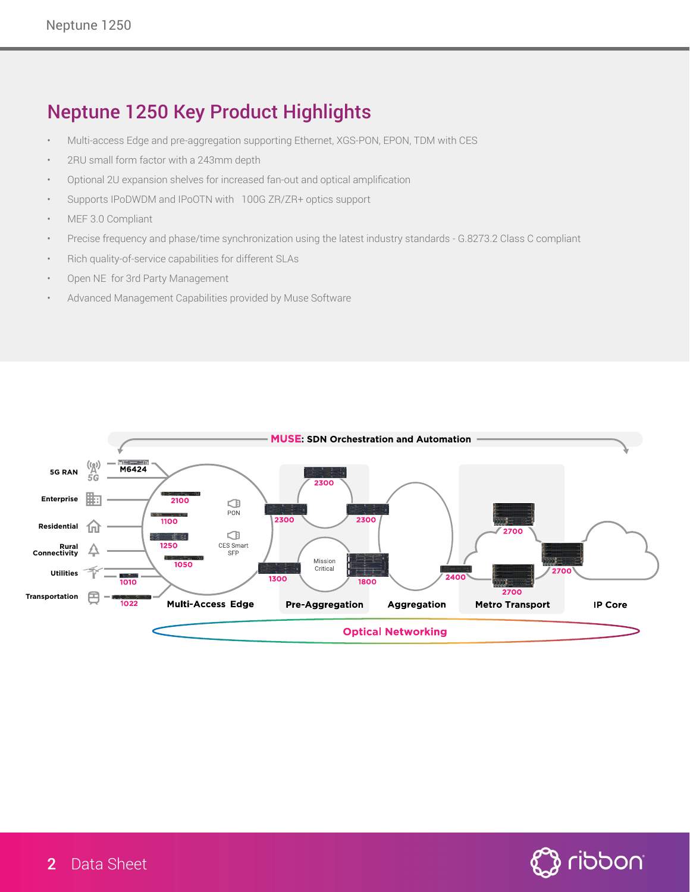## Neptune 1250 Key Product Highlights

- Multi-access Edge and pre-aggregation supporting Ethernet, XGS-PON, EPON, TDM with CES
- 2RU small form factor with a 243mm depth
- Optional 2U expansion shelves for increased fan-out and optical amplification
- Supports IPoDWDM and IPoOTN with 100G ZR/ZR+ optics support
- MEF 3.0 Compliant
- Precise frequency and phase/time synchronization using the latest industry standards - G.8273.2 Class C compliant
- Rich quality-of-service capabilities for different SLAs
- Open NE for 3rd Party Management
- Advanced Management Capabilities provided by Muse Software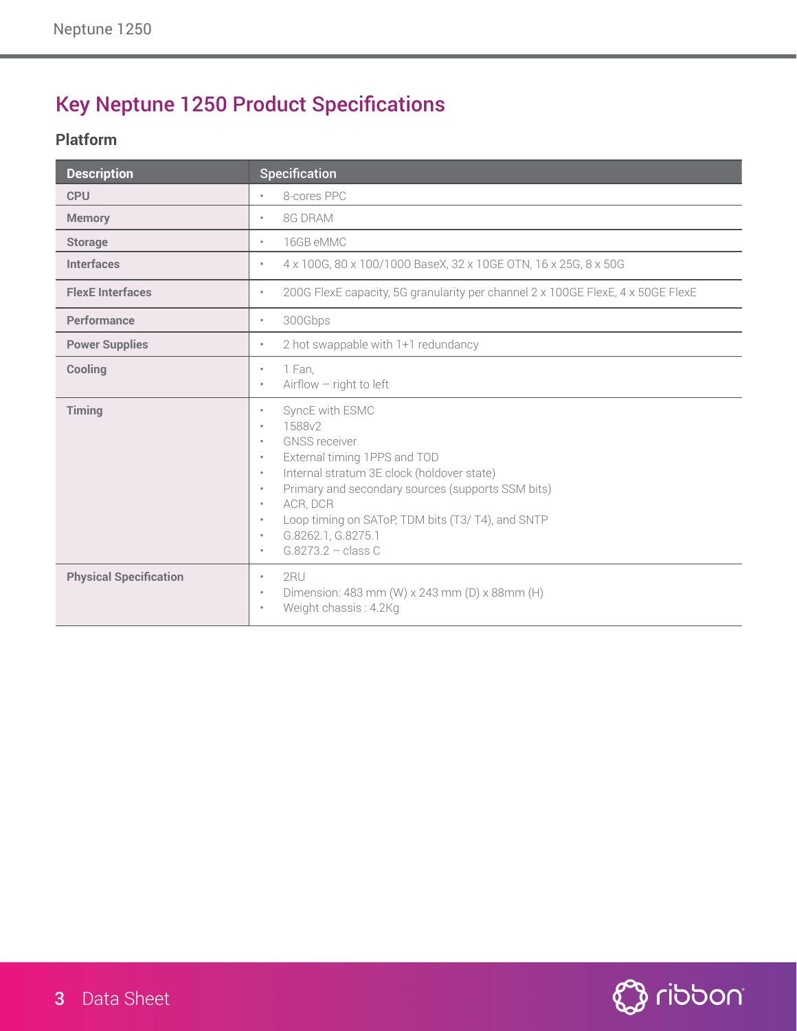# Key Neptune 1250 Product Specifications

## Platform

| Description | Specification |
|---|---|
| **CPU** | • 8-cores PPC |
| **Memory** | • 8G DRAM |
| **Storage** | • 16GB eMMC |
| **Interfaces** | • 4 x 100G, 80 x 100/1000 BaseX, 32 x 10GE OTN, 16 x 25G, 8 x 50G |
| **FlexE Interfaces** | • 200G FlexE capacity, 5G granularity per channel 2 x 100GE FlexE, 4 x 50GE FlexE |
| **Performance** | • 300Gbps |
| **Power Supplies** | • 2 hot swappable with 1+1 redundancy |
| **Cooling** | • 1 Fan,<br>• Airflow – right to left |
| **Timing** | • SyncE with ESMC<br>• 1588v2<br>• GNSS receiver<br>• External timing 1PPS and TOD<br>• Internal stratum 3E clock (holdover state)<br>• Primary and secondary sources (supports SSM bits)<br>• ACR, DCR<br>• Loop timing on SAToP, TDM bits (T3/ T4), and SNTP<br>• G.8262.1, G.8275.1<br>• G.8273.2 – class C |
| **Physical Specification** | • 2RU<br>• Dimension: 483 mm (W) x 243 mm (D) x 88mm (H)<br>• Weight chassis : 4.2Kg |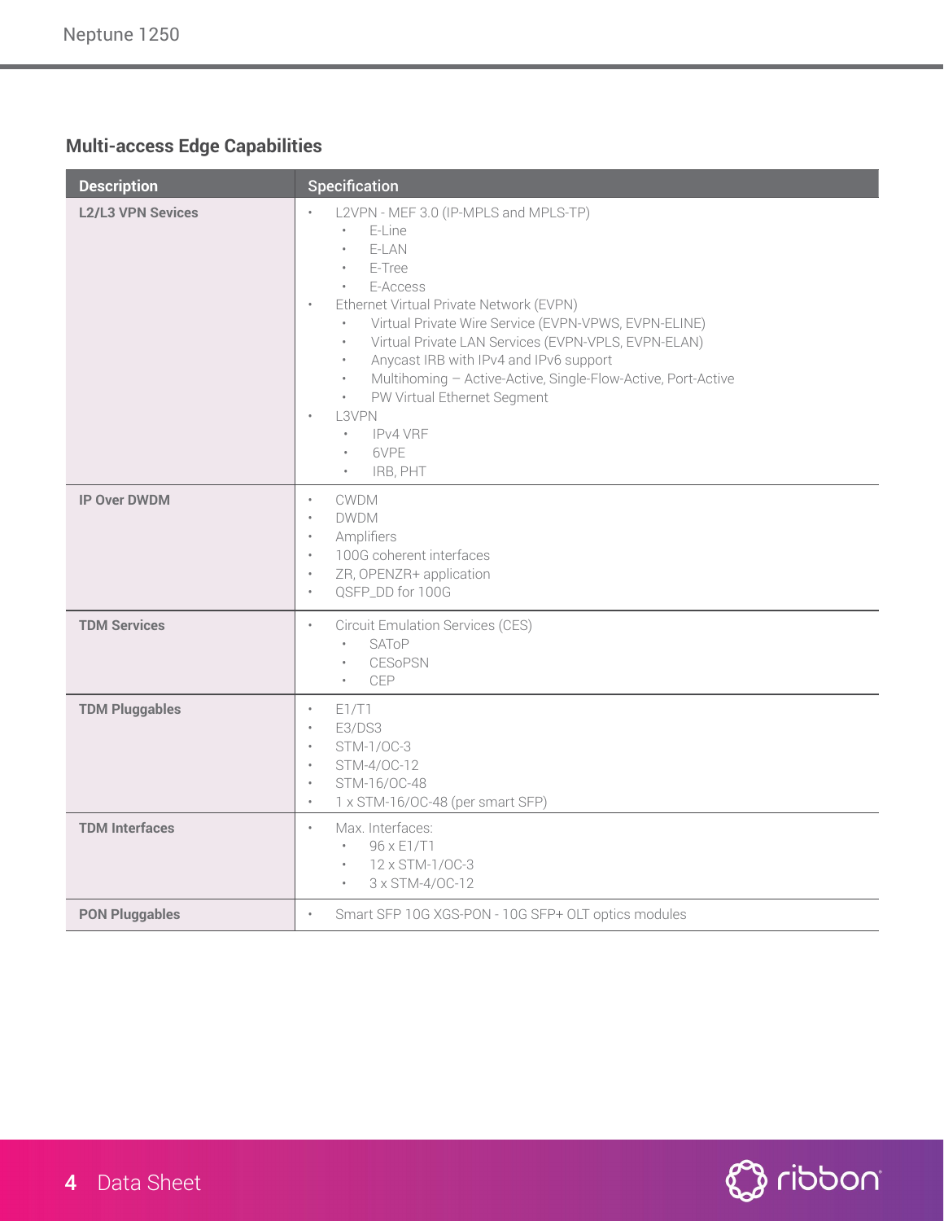## Multi-access Edge Capabilities

| Description | Specification |
|---|---|
| **L2/L3 VPN Sevices** | • L2VPN - MEF 3.0 (IP-MPLS and MPLS-TP)<br>  • E-Line<br>  • E-LAN<br>  • E-Tree<br>  • E-Access<br>• Ethernet Virtual Private Network (EVPN)<br>  • Virtual Private Wire Service (EVPN-VPWS, EVPN-ELINE)<br>  • Virtual Private LAN Services (EVPN-VPLS, EVPN-ELAN)<br>  • Anycast IRB with IPv4 and IPv6 support<br>  • Multihoming – Active-Active, Single-Flow-Active, Port-Active<br>  • PW Virtual Ethernet Segment<br>• L3VPN<br>  • IPv4 VRF<br>  • 6VPE<br>  • IRB, PHT |
| **IP Over DWDM** | • CWDM<br>• DWDM<br>• Amplifiers<br>• 100G coherent interfaces<br>• ZR, OPENZR+ application<br>• QSFP_DD for 100G |
| **TDM Services** | • Circuit Emulation Services (CES)<br>  • SAToP<br>  • CESoPSN<br>  • CEP |
| **TDM Pluggables** | • E1/T1<br>• E3/DS3<br>• STM-1/OC-3<br>• STM-4/OC-12<br>• STM-16/OC-48<br>• 1 x STM-16/OC-48 (per smart SFP) |
| **TDM Interfaces** | • Max. Interfaces:<br>  • 96 x E1/T1<br>  • 12 x STM-1/OC-3<br>  • 3 x STM-4/OC-12 |
| **PON Pluggables** | • Smart SFP 10G XGS-PON - 10G SFP+ OLT optics modules |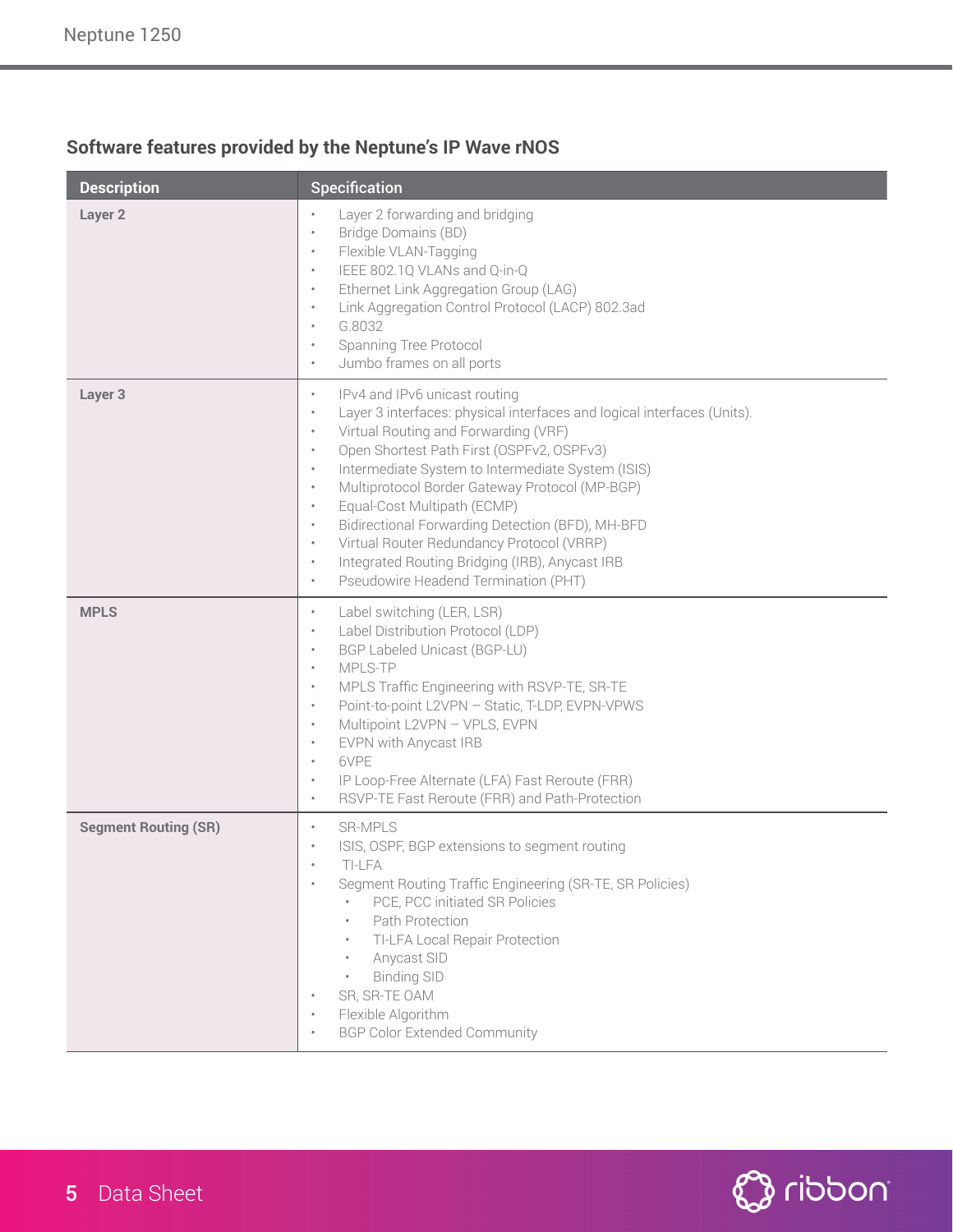## Software features provided by the Neptune's IP Wave rNOS

| Description | Specification |
|---|---|
| **Layer 2** | • Layer 2 forwarding and bridging<br>• Bridge Domains (BD)<br>• Flexible VLAN-Tagging<br>• IEEE 802.1Q VLANs and Q-in-Q<br>• Ethernet Link Aggregation Group (LAG)<br>• Link Aggregation Control Protocol (LACP) 802.3ad<br>• G.8032<br>• Spanning Tree Protocol<br>• Jumbo frames on all ports |
| **Layer 3** | • IPv4 and IPv6 unicast routing<br>• Layer 3 interfaces: physical interfaces and logical interfaces (Units).<br>• Virtual Routing and Forwarding (VRF)<br>• Open Shortest Path First (OSPFv2, OSPFv3)<br>• Intermediate System to Intermediate System (ISIS)<br>• Multiprotocol Border Gateway Protocol (MP-BGP)<br>• Equal-Cost Multipath (ECMP)<br>• Bidirectional Forwarding Detection (BFD), MH-BFD<br>• Virtual Router Redundancy Protocol (VRRP)<br>• Integrated Routing Bridging (IRB), Anycast IRB<br>• Pseudowire Headend Termination (PHT) |
| **MPLS** | • Label switching (LER, LSR)<br>• Label Distribution Protocol (LDP)<br>• BGP Labeled Unicast (BGP-LU)<br>• MPLS-TP<br>• MPLS Traffic Engineering with RSVP-TE, SR-TE<br>• Point-to-point L2VPN – Static, T-LDP, EVPN-VPWS<br>• Multipoint L2VPN – VPLS, EVPN<br>• EVPN with Anycast IRB<br>• 6VPE<br>• IP Loop-Free Alternate (LFA) Fast Reroute (FRR)<br>• RSVP-TE Fast Reroute (FRR) and Path-Protection |
| **Segment Routing (SR)** | • SR-MPLS<br>• ISIS, OSPF, BGP extensions to segment routing<br>• TI-LFA<br>• Segment Routing Traffic Engineering (SR-TE, SR Policies)<br>&nbsp;&nbsp;&nbsp;&nbsp;• PCE, PCC initiated SR Policies<br>&nbsp;&nbsp;&nbsp;&nbsp;• Path Protection<br>&nbsp;&nbsp;&nbsp;&nbsp;• TI-LFA Local Repair Protection<br>&nbsp;&nbsp;&nbsp;&nbsp;• Anycast SID<br>&nbsp;&nbsp;&nbsp;&nbsp;• Binding SID<br>• SR, SR-TE OAM<br>• Flexible Algorithm<br>• BGP Color Extended Community |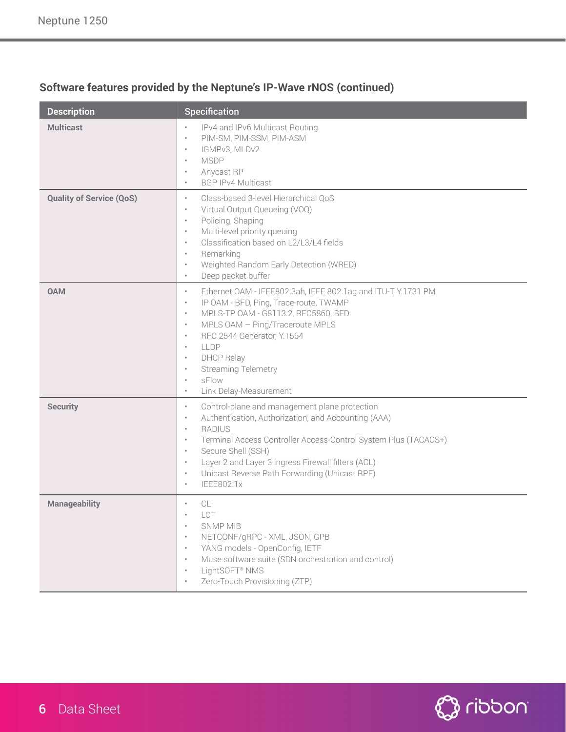## Software features provided by the Neptune's IP-Wave rNOS (continued)

| Description | Specification |
|---|---|
| **Multicast** | • IPv4 and IPv6 Multicast Routing<br>• PIM-SM, PIM-SSM, PIM-ASM<br>• IGMPv3, MLDv2<br>• MSDP<br>• Anycast RP<br>• BGP IPv4 Multicast |
| **Quality of Service (QoS)** | • Class-based 3-level Hierarchical QoS<br>• Virtual Output Queueing (VOQ)<br>• Policing, Shaping<br>• Multi-level priority queuing<br>• Classification based on L2/L3/L4 fields<br>• Remarking<br>• Weighted Random Early Detection (WRED)<br>• Deep packet buffer |
| **OAM** | • Ethernet OAM - IEEE802.3ah, IEEE 802.1ag and ITU-T Y.1731 PM<br>• IP OAM - BFD, Ping, Trace-route, TWAMP<br>• MPLS-TP OAM - G8113.2, RFC5860, BFD<br>• MPLS OAM – Ping/Traceroute MPLS<br>• RFC 2544 Generator, Y.1564<br>• LLDP<br>• DHCP Relay<br>• Streaming Telemetry<br>• sFlow<br>• Link Delay-Measurement |
| **Security** | • Control-plane and management plane protection<br>• Authentication, Authorization, and Accounting (AAA)<br>• RADIUS<br>• Terminal Access Controller Access-Control System Plus (TACACS+)<br>• Secure Shell (SSH)<br>• Layer 2 and Layer 3 ingress Firewall filters (ACL)<br>• Unicast Reverse Path Forwarding (Unicast RPF)<br>• IEEE802.1x |
| **Manageability** | • CLI<br>• LCT<br>• SNMP MIB<br>• NETCONF/gRPC - XML, JSON, GPB<br>• YANG models - OpenConfig, IETF<br>• Muse software suite (SDN orchestration and control)<br>• LightSOFT® NMS<br>• Zero-Touch Provisioning (ZTP) |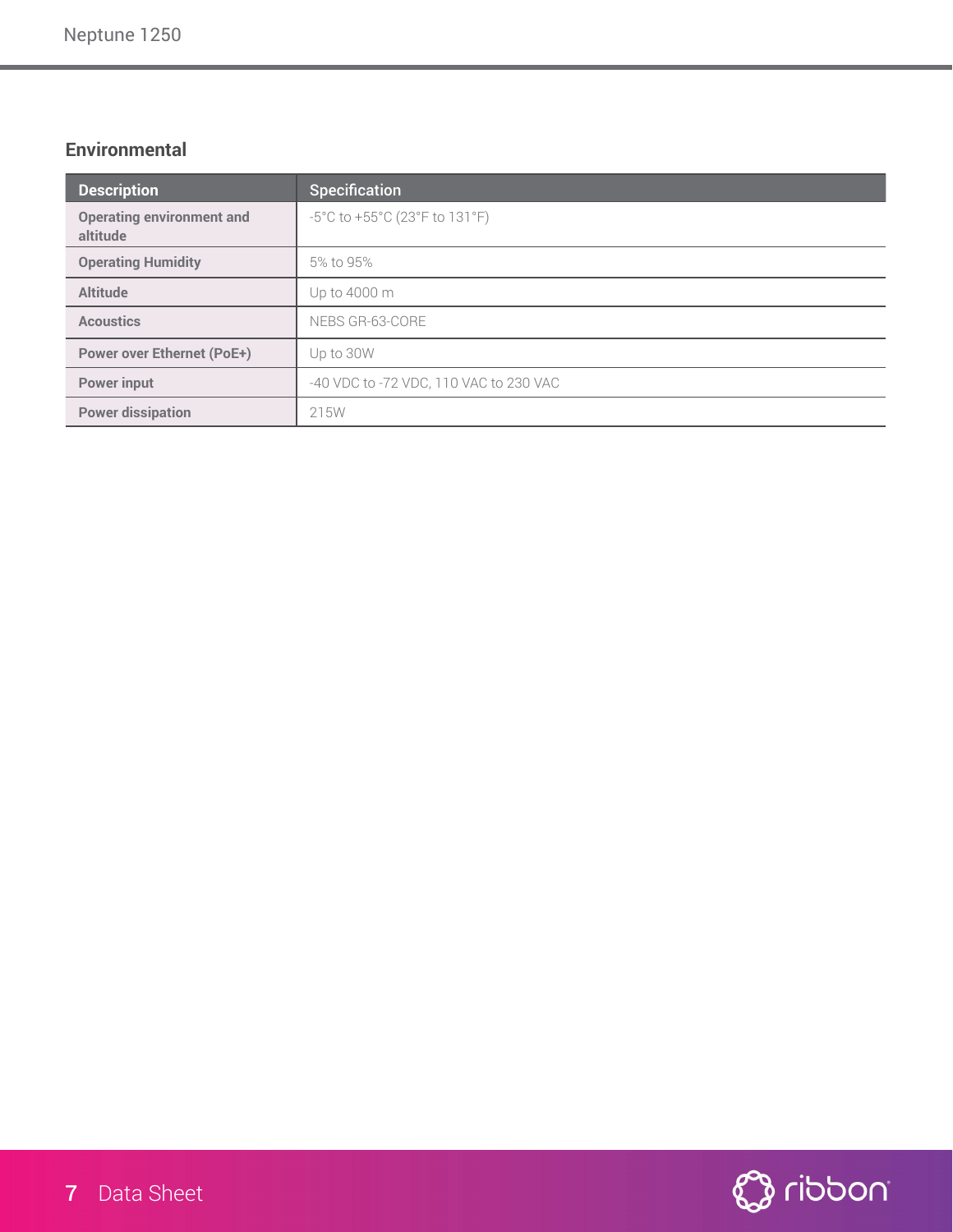## Environmental

| Description | Specification |
|---|---|
| Operating environment and altitude | -5°C to +55°C (23°F to 131°F) |
| Operating Humidity | 5% to 95% |
| Altitude | Up to 4000 m |
| Acoustics | NEBS GR-63-CORE |
| Power over Ethernet (PoE+) | Up to 30W |
| Power input | -40 VDC to -72 VDC, 110 VAC to 230 VAC |
| Power dissipation | 215W |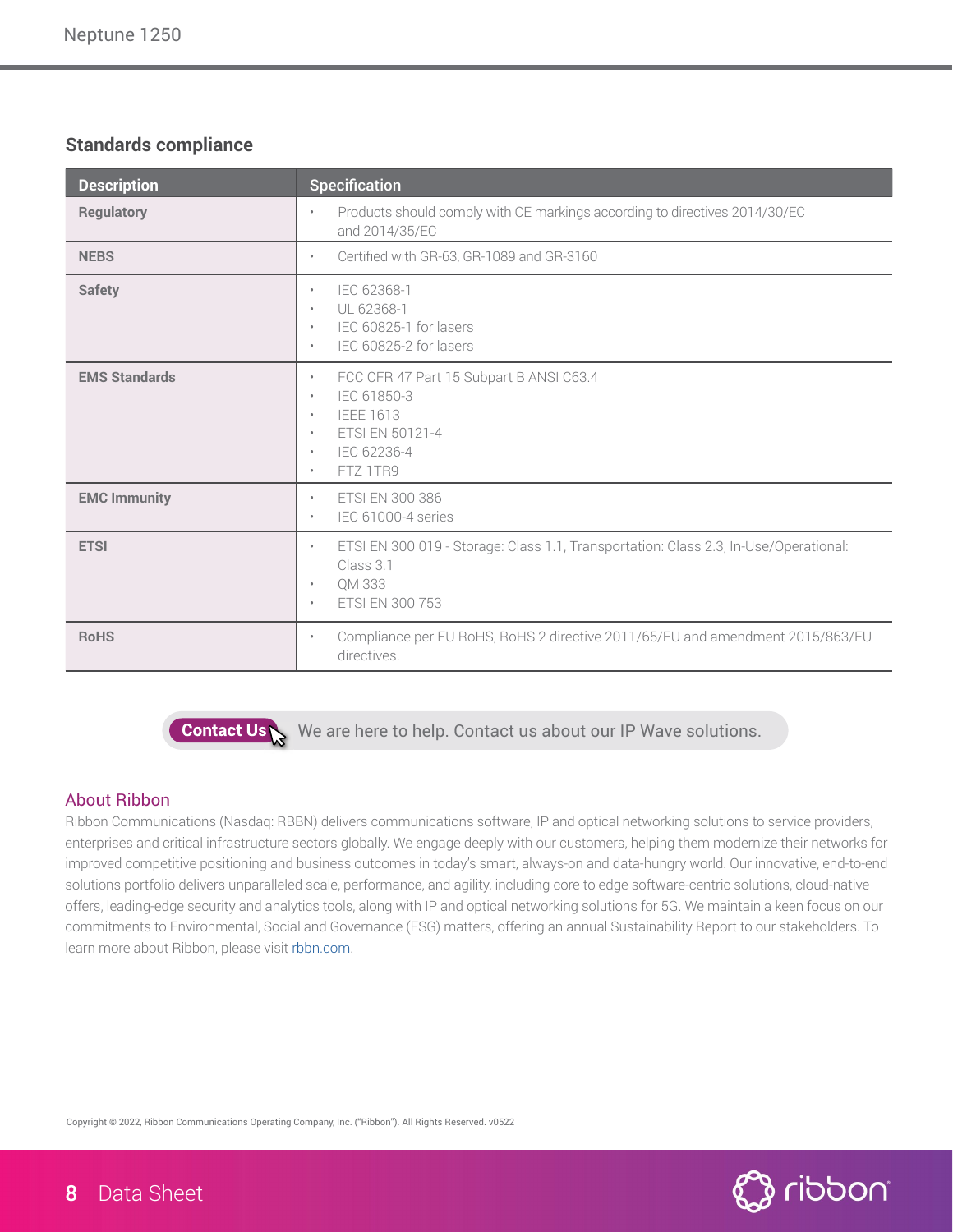## Standards compliance

| Description | Specification |
|---|---|
| **Regulatory** | • Products should comply with CE markings according to directives 2014/30/EC and 2014/35/EC |
| **NEBS** | • Certified with GR-63, GR-1089 and GR-3160 |
| **Safety** | • IEC 62368-1<br>• UL 62368-1<br>• IEC 60825-1 for lasers<br>• IEC 60825-2 for lasers |
| **EMS Standards** | • FCC CFR 47 Part 15 Subpart B ANSI C63.4<br>• IEC 61850-3<br>• IEEE 1613<br>• ETSI EN 50121-4<br>• IEC 62236-4<br>• FTZ 1TR9 |
| **EMC Immunity** | • ETSI EN 300 386<br>• IEC 61000-4 series |
| **ETSI** | • ETSI EN 300 019 - Storage: Class 1.1, Transportation: Class 2.3, In-Use/Operational: Class 3.1<br>• QM 333<br>• ETSI EN 300 753 |
| **RoHS** | • Compliance per EU RoHS, RoHS 2 directive 2011/65/EU and amendment 2015/863/EU directives. |

**Contact Us** We are here to help. Contact us about our IP Wave solutions.

### About Ribbon

Ribbon Communications (Nasdaq: RBBN) delivers communications software, IP and optical networking solutions to service providers, enterprises and critical infrastructure sectors globally. We engage deeply with our customers, helping them modernize their networks for improved competitive positioning and business outcomes in today's smart, always-on and data-hungry world. Our innovative, end-to-end solutions portfolio delivers unparalleled scale, performance, and agility, including core to edge software-centric solutions, cloud-native offers, leading-edge security and analytics tools, along with IP and optical networking solutions for 5G. We maintain a keen focus on our commitments to Environmental, Social and Governance (ESG) matters, offering an annual Sustainability Report to our stakeholders. To learn more about Ribbon, please visit rbbn.com.

Copyright © 2022, Ribbon Communications Operating Company, Inc. ("Ribbon"). All Rights Reserved. v0522